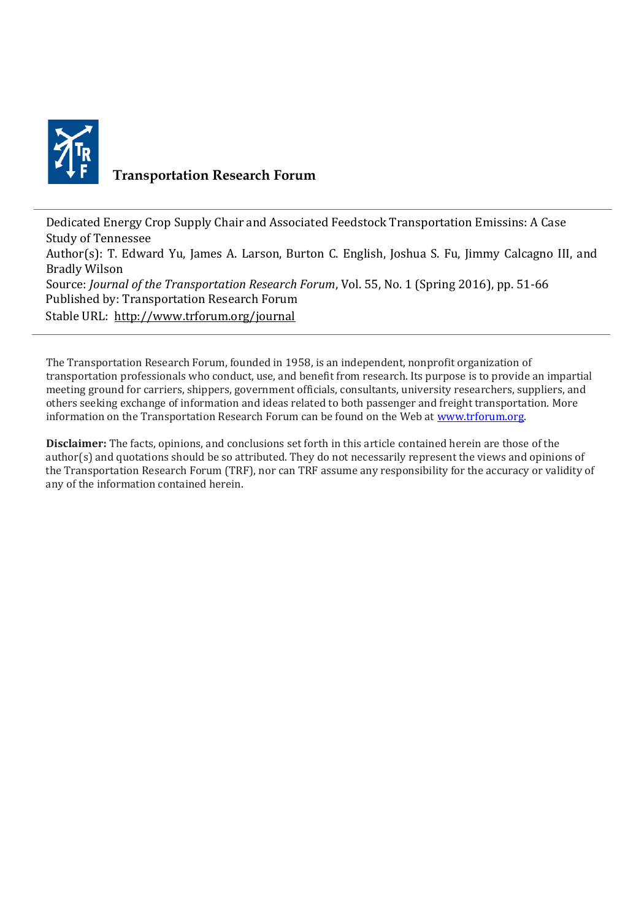**Transportation Research Forum**

Dedicated Energy Crop Supply Chair and Associated Feedstock Transportation Emissins: A Case Study of Tennessee
Author(s): T. Edward Yu, James A. Larson, Burton C. English, Joshua S. Fu, Jimmy Calcagno III, and Bradly Wilson
Source: *Journal of the Transportation Research Forum*, Vol. 55, No. 1 (Spring 2016), pp. 51-66
Published by: Transportation Research Forum
Stable URL: http://www.trforum.org/journal

The Transportation Research Forum, founded in 1958, is an independent, nonprofit organization of transportation professionals who conduct, use, and benefit from research. Its purpose is to provide an impartial meeting ground for carriers, shippers, government officials, consultants, university researchers, suppliers, and others seeking exchange of information and ideas related to both passenger and freight transportation. More information on the Transportation Research Forum can be found on the Web at www.trforum.org.

**Disclaimer:** The facts, opinions, and conclusions set forth in this article contained herein are those of the author(s) and quotations should be so attributed. They do not necessarily represent the views and opinions of the Transportation Research Forum (TRF), nor can TRF assume any responsibility for the accuracy or validity of any of the information contained herein.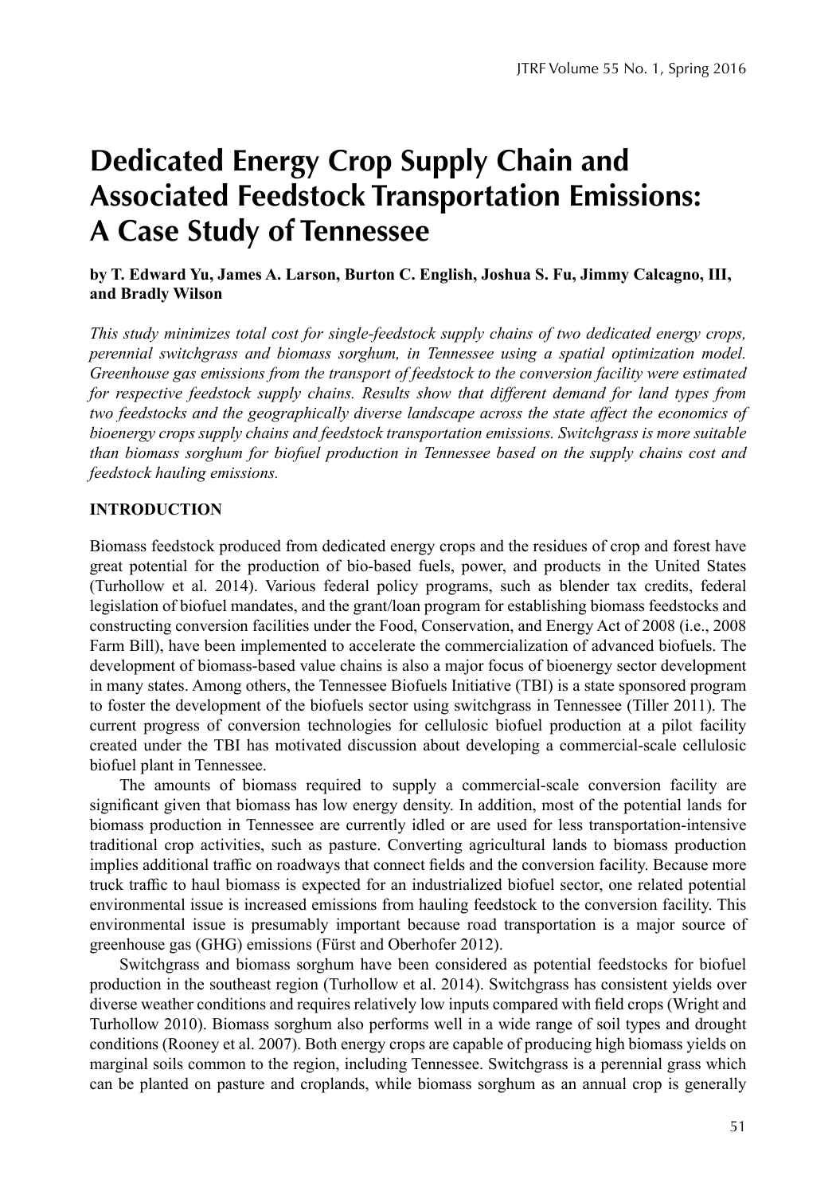# Dedicated Energy Crop Supply Chain and Associated Feedstock Transportation Emissions: A Case Study of Tennessee

**by T. Edward Yu, James A. Larson, Burton C. English, Joshua S. Fu, Jimmy Calcagno, III, and Bradly Wilson**

*This study minimizes total cost for single-feedstock supply chains of two dedicated energy crops, perennial switchgrass and biomass sorghum, in Tennessee using a spatial optimization model. Greenhouse gas emissions from the transport of feedstock to the conversion facility were estimated for respective feedstock supply chains. Results show that different demand for land types from two feedstocks and the geographically diverse landscape across the state affect the economics of bioenergy crops supply chains and feedstock transportation emissions. Switchgrass is more suitable than biomass sorghum for biofuel production in Tennessee based on the supply chains cost and feedstock hauling emissions.*

## INTRODUCTION

Biomass feedstock produced from dedicated energy crops and the residues of crop and forest have great potential for the production of bio-based fuels, power, and products in the United States (Turhollow et al. 2014). Various federal policy programs, such as blender tax credits, federal legislation of biofuel mandates, and the grant/loan program for establishing biomass feedstocks and constructing conversion facilities under the Food, Conservation, and Energy Act of 2008 (i.e., 2008 Farm Bill), have been implemented to accelerate the commercialization of advanced biofuels. The development of biomass-based value chains is also a major focus of bioenergy sector development in many states. Among others, the Tennessee Biofuels Initiative (TBI) is a state sponsored program to foster the development of the biofuels sector using switchgrass in Tennessee (Tiller 2011). The current progress of conversion technologies for cellulosic biofuel production at a pilot facility created under the TBI has motivated discussion about developing a commercial-scale cellulosic biofuel plant in Tennessee.

The amounts of biomass required to supply a commercial-scale conversion facility are significant given that biomass has low energy density. In addition, most of the potential lands for biomass production in Tennessee are currently idled or are used for less transportation-intensive traditional crop activities, such as pasture. Converting agricultural lands to biomass production implies additional traffic on roadways that connect fields and the conversion facility. Because more truck traffic to haul biomass is expected for an industrialized biofuel sector, one related potential environmental issue is increased emissions from hauling feedstock to the conversion facility. This environmental issue is presumably important because road transportation is a major source of greenhouse gas (GHG) emissions (Fürst and Oberhofer 2012).

Switchgrass and biomass sorghum have been considered as potential feedstocks for biofuel production in the southeast region (Turhollow et al. 2014). Switchgrass has consistent yields over diverse weather conditions and requires relatively low inputs compared with field crops (Wright and Turhollow 2010). Biomass sorghum also performs well in a wide range of soil types and drought conditions (Rooney et al. 2007). Both energy crops are capable of producing high biomass yields on marginal soils common to the region, including Tennessee. Switchgrass is a perennial grass which can be planted on pasture and croplands, while biomass sorghum as an annual crop is generally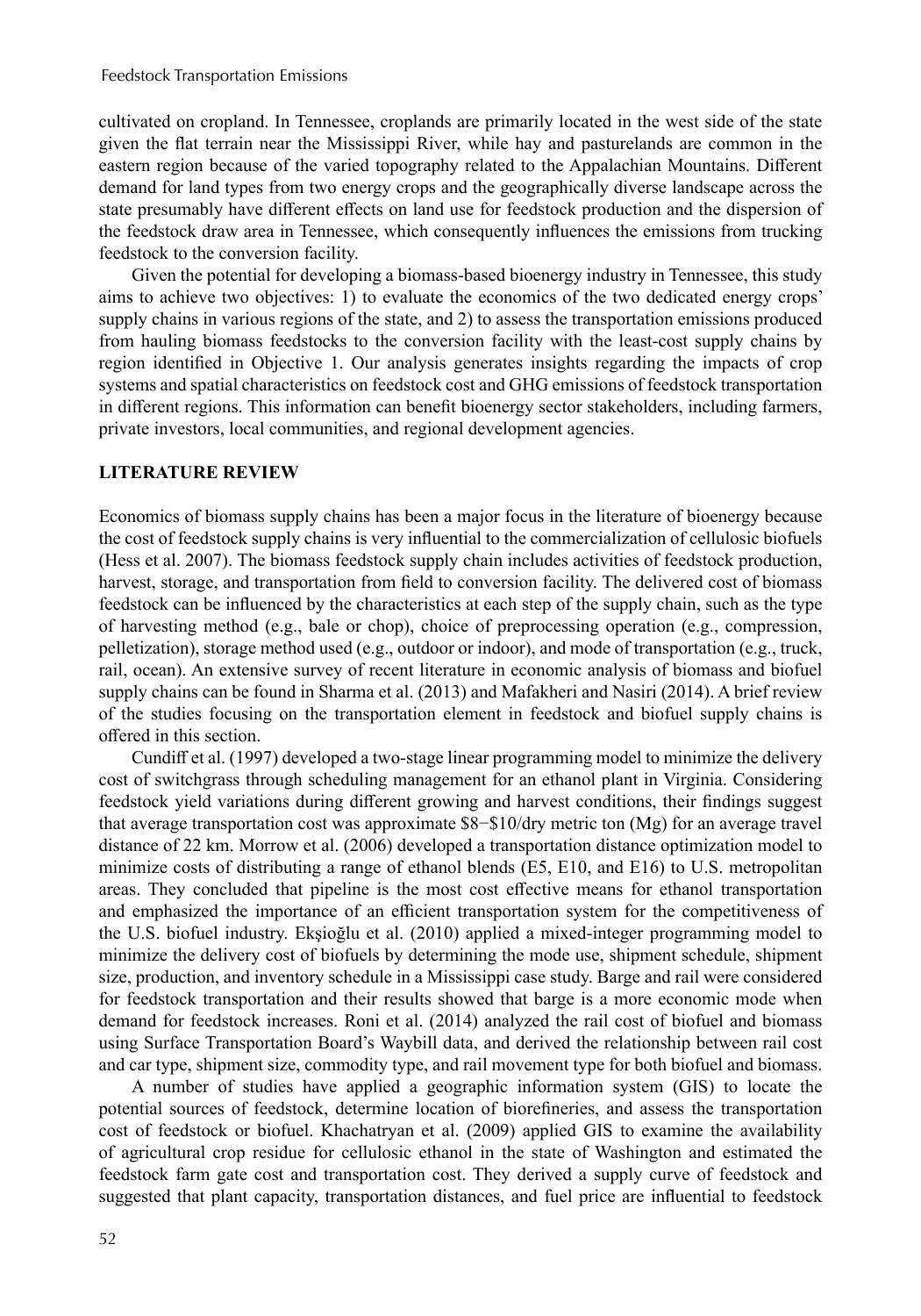cultivated on cropland. In Tennessee, croplands are primarily located in the west side of the state given the flat terrain near the Mississippi River, while hay and pasturelands are common in the eastern region because of the varied topography related to the Appalachian Mountains. Different demand for land types from two energy crops and the geographically diverse landscape across the state presumably have different effects on land use for feedstock production and the dispersion of the feedstock draw area in Tennessee, which consequently influences the emissions from trucking feedstock to the conversion facility.

Given the potential for developing a biomass-based bioenergy industry in Tennessee, this study aims to achieve two objectives: 1) to evaluate the economics of the two dedicated energy crops' supply chains in various regions of the state, and 2) to assess the transportation emissions produced from hauling biomass feedstocks to the conversion facility with the least-cost supply chains by region identified in Objective 1. Our analysis generates insights regarding the impacts of crop systems and spatial characteristics on feedstock cost and GHG emissions of feedstock transportation in different regions. This information can benefit bioenergy sector stakeholders, including farmers, private investors, local communities, and regional development agencies.

## LITERATURE REVIEW

Economics of biomass supply chains has been a major focus in the literature of bioenergy because the cost of feedstock supply chains is very influential to the commercialization of cellulosic biofuels (Hess et al. 2007). The biomass feedstock supply chain includes activities of feedstock production, harvest, storage, and transportation from field to conversion facility. The delivered cost of biomass feedstock can be influenced by the characteristics at each step of the supply chain, such as the type of harvesting method (e.g., bale or chop), choice of preprocessing operation (e.g., compression, pelletization), storage method used (e.g., outdoor or indoor), and mode of transportation (e.g., truck, rail, ocean). An extensive survey of recent literature in economic analysis of biomass and biofuel supply chains can be found in Sharma et al. (2013) and Mafakheri and Nasiri (2014). A brief review of the studies focusing on the transportation element in feedstock and biofuel supply chains is offered in this section.

Cundiff et al. (1997) developed a two-stage linear programming model to minimize the delivery cost of switchgrass through scheduling management for an ethanol plant in Virginia. Considering feedstock yield variations during different growing and harvest conditions, their findings suggest that average transportation cost was approximate \$8−\$10/dry metric ton (Mg) for an average travel distance of 22 km. Morrow et al. (2006) developed a transportation distance optimization model to minimize costs of distributing a range of ethanol blends (E5, E10, and E16) to U.S. metropolitan areas. They concluded that pipeline is the most cost effective means for ethanol transportation and emphasized the importance of an efficient transportation system for the competitiveness of the U.S. biofuel industry. Ekşioğlu et al. (2010) applied a mixed-integer programming model to minimize the delivery cost of biofuels by determining the mode use, shipment schedule, shipment size, production, and inventory schedule in a Mississippi case study. Barge and rail were considered for feedstock transportation and their results showed that barge is a more economic mode when demand for feedstock increases. Roni et al. (2014) analyzed the rail cost of biofuel and biomass using Surface Transportation Board's Waybill data, and derived the relationship between rail cost and car type, shipment size, commodity type, and rail movement type for both biofuel and biomass.

A number of studies have applied a geographic information system (GIS) to locate the potential sources of feedstock, determine location of biorefineries, and assess the transportation cost of feedstock or biofuel. Khachatryan et al. (2009) applied GIS to examine the availability of agricultural crop residue for cellulosic ethanol in the state of Washington and estimated the feedstock farm gate cost and transportation cost. They derived a supply curve of feedstock and suggested that plant capacity, transportation distances, and fuel price are influential to feedstock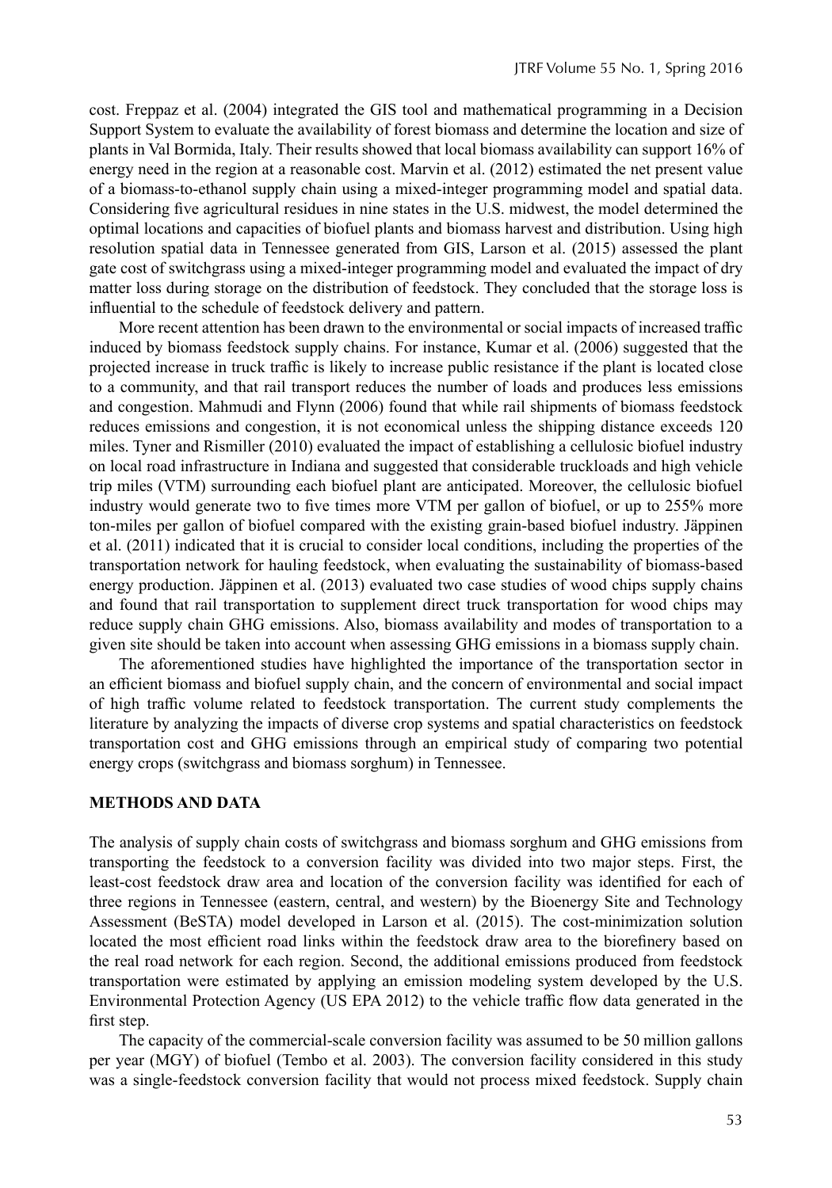cost. Freppaz et al. (2004) integrated the GIS tool and mathematical programming in a Decision Support System to evaluate the availability of forest biomass and determine the location and size of plants in Val Bormida, Italy. Their results showed that local biomass availability can support 16% of energy need in the region at a reasonable cost. Marvin et al. (2012) estimated the net present value of a biomass-to-ethanol supply chain using a mixed-integer programming model and spatial data. Considering five agricultural residues in nine states in the U.S. midwest, the model determined the optimal locations and capacities of biofuel plants and biomass harvest and distribution. Using high resolution spatial data in Tennessee generated from GIS, Larson et al. (2015) assessed the plant gate cost of switchgrass using a mixed-integer programming model and evaluated the impact of dry matter loss during storage on the distribution of feedstock. They concluded that the storage loss is influential to the schedule of feedstock delivery and pattern.

More recent attention has been drawn to the environmental or social impacts of increased traffic induced by biomass feedstock supply chains. For instance, Kumar et al. (2006) suggested that the projected increase in truck traffic is likely to increase public resistance if the plant is located close to a community, and that rail transport reduces the number of loads and produces less emissions and congestion. Mahmudi and Flynn (2006) found that while rail shipments of biomass feedstock reduces emissions and congestion, it is not economical unless the shipping distance exceeds 120 miles. Tyner and Rismiller (2010) evaluated the impact of establishing a cellulosic biofuel industry on local road infrastructure in Indiana and suggested that considerable truckloads and high vehicle trip miles (VTM) surrounding each biofuel plant are anticipated. Moreover, the cellulosic biofuel industry would generate two to five times more VTM per gallon of biofuel, or up to 255% more ton-miles per gallon of biofuel compared with the existing grain-based biofuel industry. Jäppinen et al. (2011) indicated that it is crucial to consider local conditions, including the properties of the transportation network for hauling feedstock, when evaluating the sustainability of biomass-based energy production. Jäppinen et al. (2013) evaluated two case studies of wood chips supply chains and found that rail transportation to supplement direct truck transportation for wood chips may reduce supply chain GHG emissions. Also, biomass availability and modes of transportation to a given site should be taken into account when assessing GHG emissions in a biomass supply chain.

The aforementioned studies have highlighted the importance of the transportation sector in an efficient biomass and biofuel supply chain, and the concern of environmental and social impact of high traffic volume related to feedstock transportation. The current study complements the literature by analyzing the impacts of diverse crop systems and spatial characteristics on feedstock transportation cost and GHG emissions through an empirical study of comparing two potential energy crops (switchgrass and biomass sorghum) in Tennessee.

## METHODS AND DATA

The analysis of supply chain costs of switchgrass and biomass sorghum and GHG emissions from transporting the feedstock to a conversion facility was divided into two major steps. First, the least-cost feedstock draw area and location of the conversion facility was identified for each of three regions in Tennessee (eastern, central, and western) by the Bioenergy Site and Technology Assessment (BeSTA) model developed in Larson et al. (2015). The cost-minimization solution located the most efficient road links within the feedstock draw area to the biorefinery based on the real road network for each region. Second, the additional emissions produced from feedstock transportation were estimated by applying an emission modeling system developed by the U.S. Environmental Protection Agency (US EPA 2012) to the vehicle traffic flow data generated in the first step.

The capacity of the commercial-scale conversion facility was assumed to be 50 million gallons per year (MGY) of biofuel (Tembo et al. 2003). The conversion facility considered in this study was a single-feedstock conversion facility that would not process mixed feedstock. Supply chain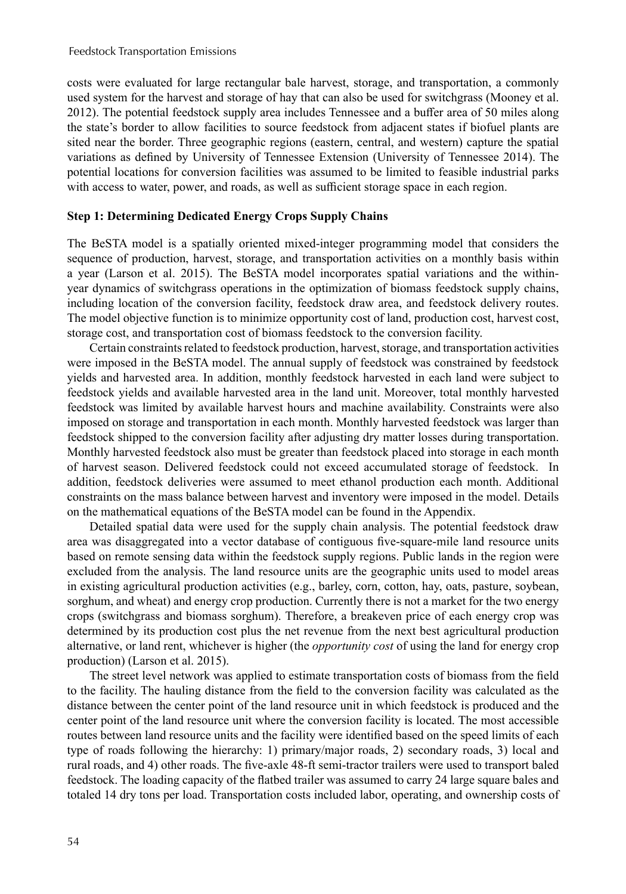costs were evaluated for large rectangular bale harvest, storage, and transportation, a commonly used system for the harvest and storage of hay that can also be used for switchgrass (Mooney et al. 2012). The potential feedstock supply area includes Tennessee and a buffer area of 50 miles along the state's border to allow facilities to source feedstock from adjacent states if biofuel plants are sited near the border. Three geographic regions (eastern, central, and western) capture the spatial variations as defined by University of Tennessee Extension (University of Tennessee 2014). The potential locations for conversion facilities was assumed to be limited to feasible industrial parks with access to water, power, and roads, as well as sufficient storage space in each region.

### Step 1: Determining Dedicated Energy Crops Supply Chains

The BeSTA model is a spatially oriented mixed-integer programming model that considers the sequence of production, harvest, storage, and transportation activities on a monthly basis within a year (Larson et al. 2015). The BeSTA model incorporates spatial variations and the within-year dynamics of switchgrass operations in the optimization of biomass feedstock supply chains, including location of the conversion facility, feedstock draw area, and feedstock delivery routes. The model objective function is to minimize opportunity cost of land, production cost, harvest cost, storage cost, and transportation cost of biomass feedstock to the conversion facility.

Certain constraints related to feedstock production, harvest, storage, and transportation activities were imposed in the BeSTA model. The annual supply of feedstock was constrained by feedstock yields and harvested area. In addition, monthly feedstock harvested in each land were subject to feedstock yields and available harvested area in the land unit. Moreover, total monthly harvested feedstock was limited by available harvest hours and machine availability. Constraints were also imposed on storage and transportation in each month. Monthly harvested feedstock was larger than feedstock shipped to the conversion facility after adjusting dry matter losses during transportation. Monthly harvested feedstock also must be greater than feedstock placed into storage in each month of harvest season. Delivered feedstock could not exceed accumulated storage of feedstock. In addition, feedstock deliveries were assumed to meet ethanol production each month. Additional constraints on the mass balance between harvest and inventory were imposed in the model. Details on the mathematical equations of the BeSTA model can be found in the Appendix.

Detailed spatial data were used for the supply chain analysis. The potential feedstock draw area was disaggregated into a vector database of contiguous five-square-mile land resource units based on remote sensing data within the feedstock supply regions. Public lands in the region were excluded from the analysis. The land resource units are the geographic units used to model areas in existing agricultural production activities (e.g., barley, corn, cotton, hay, oats, pasture, soybean, sorghum, and wheat) and energy crop production. Currently there is not a market for the two energy crops (switchgrass and biomass sorghum). Therefore, a breakeven price of each energy crop was determined by its production cost plus the net revenue from the next best agricultural production alternative, or land rent, whichever is higher (the *opportunity cost* of using the land for energy crop production) (Larson et al. 2015).

The street level network was applied to estimate transportation costs of biomass from the field to the facility. The hauling distance from the field to the conversion facility was calculated as the distance between the center point of the land resource unit in which feedstock is produced and the center point of the land resource unit where the conversion facility is located. The most accessible routes between land resource units and the facility were identified based on the speed limits of each type of roads following the hierarchy: 1) primary/major roads, 2) secondary roads, 3) local and rural roads, and 4) other roads. The five-axle 48-ft semi-tractor trailers were used to transport baled feedstock. The loading capacity of the flatbed trailer was assumed to carry 24 large square bales and totaled 14 dry tons per load. Transportation costs included labor, operating, and ownership costs of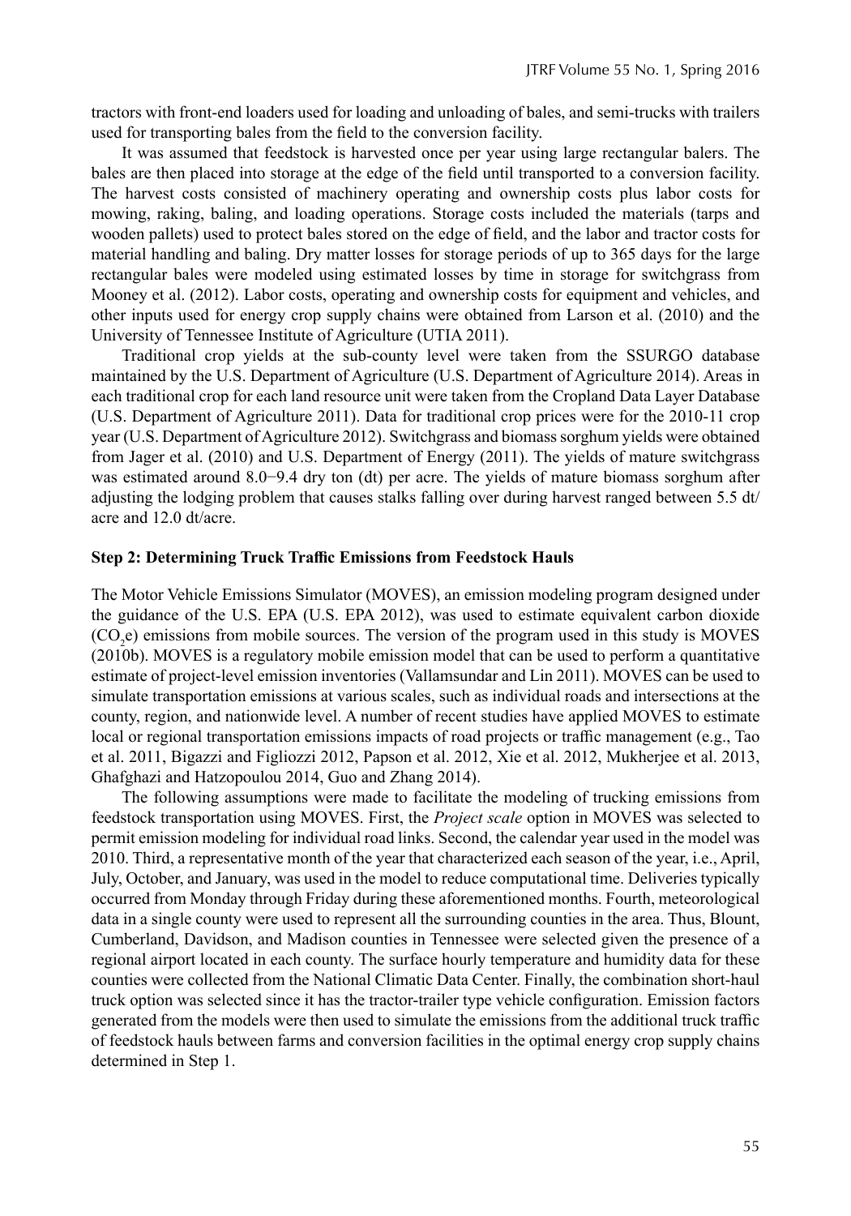tractors with front-end loaders used for loading and unloading of bales, and semi-trucks with trailers used for transporting bales from the field to the conversion facility.

It was assumed that feedstock is harvested once per year using large rectangular balers. The bales are then placed into storage at the edge of the field until transported to a conversion facility. The harvest costs consisted of machinery operating and ownership costs plus labor costs for mowing, raking, baling, and loading operations. Storage costs included the materials (tarps and wooden pallets) used to protect bales stored on the edge of field, and the labor and tractor costs for material handling and baling. Dry matter losses for storage periods of up to 365 days for the large rectangular bales were modeled using estimated losses by time in storage for switchgrass from Mooney et al. (2012). Labor costs, operating and ownership costs for equipment and vehicles, and other inputs used for energy crop supply chains were obtained from Larson et al. (2010) and the University of Tennessee Institute of Agriculture (UTIA 2011).

Traditional crop yields at the sub-county level were taken from the SSURGO database maintained by the U.S. Department of Agriculture (U.S. Department of Agriculture 2014). Areas in each traditional crop for each land resource unit were taken from the Cropland Data Layer Database (U.S. Department of Agriculture 2011). Data for traditional crop prices were for the 2010-11 crop year (U.S. Department of Agriculture 2012). Switchgrass and biomass sorghum yields were obtained from Jager et al. (2010) and U.S. Department of Energy (2011). The yields of mature switchgrass was estimated around 8.0−9.4 dry ton (dt) per acre. The yields of mature biomass sorghum after adjusting the lodging problem that causes stalks falling over during harvest ranged between 5.5 dt/acre and 12.0 dt/acre.

**Step 2: Determining Truck Traffic Emissions from Feedstock Hauls**

The Motor Vehicle Emissions Simulator (MOVES), an emission modeling program designed under the guidance of the U.S. EPA (U.S. EPA 2012), was used to estimate equivalent carbon dioxide ($CO_2e$) emissions from mobile sources. The version of the program used in this study is MOVES (2010b). MOVES is a regulatory mobile emission model that can be used to perform a quantitative estimate of project-level emission inventories (Vallamsundar and Lin 2011). MOVES can be used to simulate transportation emissions at various scales, such as individual roads and intersections at the county, region, and nationwide level. A number of recent studies have applied MOVES to estimate local or regional transportation emissions impacts of road projects or traffic management (e.g., Tao et al. 2011, Bigazzi and Figliozzi 2012, Papson et al. 2012, Xie et al. 2012, Mukherjee et al. 2013, Ghafghazi and Hatzopoulou 2014, Guo and Zhang 2014).

The following assumptions were made to facilitate the modeling of trucking emissions from feedstock transportation using MOVES. First, the *Project scale* option in MOVES was selected to permit emission modeling for individual road links. Second, the calendar year used in the model was 2010. Third, a representative month of the year that characterized each season of the year, i.e., April, July, October, and January, was used in the model to reduce computational time. Deliveries typically occurred from Monday through Friday during these aforementioned months. Fourth, meteorological data in a single county were used to represent all the surrounding counties in the area. Thus, Blount, Cumberland, Davidson, and Madison counties in Tennessee were selected given the presence of a regional airport located in each county. The surface hourly temperature and humidity data for these counties were collected from the National Climatic Data Center. Finally, the combination short-haul truck option was selected since it has the tractor-trailer type vehicle configuration. Emission factors generated from the models were then used to simulate the emissions from the additional truck traffic of feedstock hauls between farms and conversion facilities in the optimal energy crop supply chains determined in Step 1.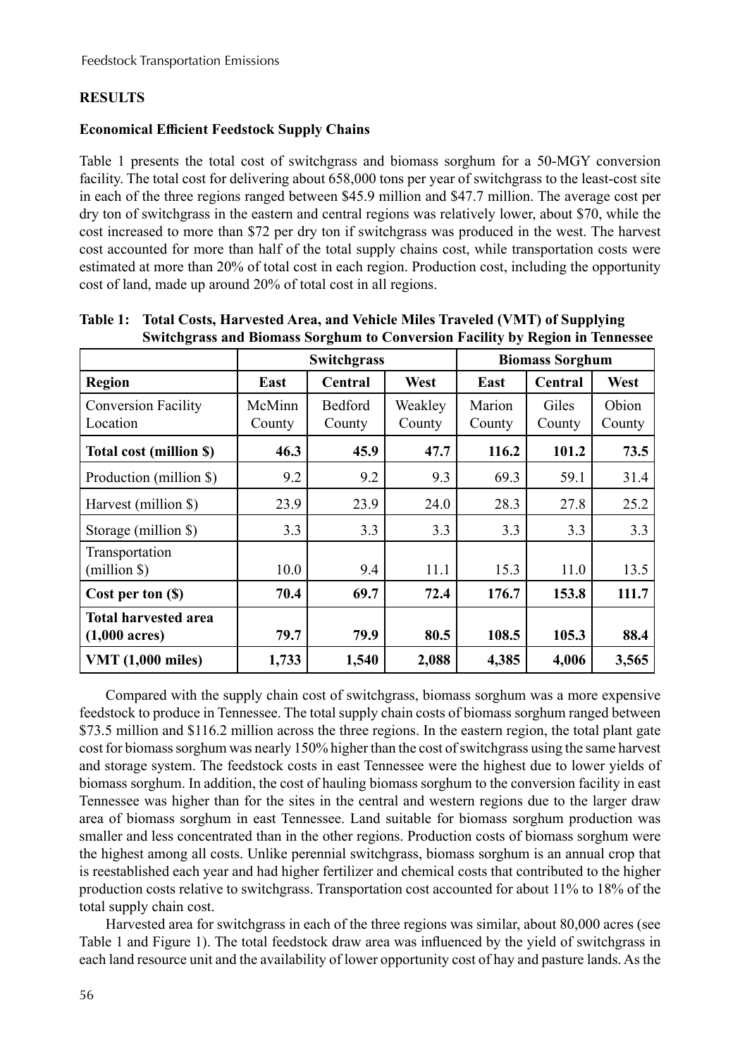## RESULTS

### Economical Efficient Feedstock Supply Chains

Table 1 presents the total cost of switchgrass and biomass sorghum for a 50-MGY conversion facility. The total cost for delivering about 658,000 tons per year of switchgrass to the least-cost site in each of the three regions ranged between \$45.9 million and \$47.7 million. The average cost per dry ton of switchgrass in the eastern and central regions was relatively lower, about \$70, while the cost increased to more than \$72 per dry ton if switchgrass was produced in the west. The harvest cost accounted for more than half of the total supply chains cost, while transportation costs were estimated at more than 20% of total cost in each region. Production cost, including the opportunity cost of land, made up around 20% of total cost in all regions.

**Table 1: Total Costs, Harvested Area, and Vehicle Miles Traveled (VMT) of Supplying Switchgrass and Biomass Sorghum to Conversion Facility by Region in Tennessee**

| | Switchgrass | | | Biomass Sorghum | | |
|---|---|---|---|---|---|---|
| **Region** | **East** | **Central** | **West** | **East** | **Central** | **West** |
| Conversion Facility Location | McMinn County | Bedford County | Weakley County | Marion County | Giles County | Obion County |
| **Total cost (million \$)** | **46.3** | **45.9** | **47.7** | **116.2** | **101.2** | **73.5** |
| Production (million \$) | 9.2 | 9.2 | 9.3 | 69.3 | 59.1 | 31.4 |
| Harvest (million \$) | 23.9 | 23.9 | 24.0 | 28.3 | 27.8 | 25.2 |
| Storage (million \$) | 3.3 | 3.3 | 3.3 | 3.3 | 3.3 | 3.3 |
| Transportation (million \$) | 10.0 | 9.4 | 11.1 | 15.3 | 11.0 | 13.5 |
| **Cost per ton (\$)** | **70.4** | **69.7** | **72.4** | **176.7** | **153.8** | **111.7** |
| **Total harvested area (1,000 acres)** | **79.7** | **79.9** | **80.5** | **108.5** | **105.3** | **88.4** |
| **VMT (1,000 miles)** | **1,733** | **1,540** | **2,088** | **4,385** | **4,006** | **3,565** |

Compared with the supply chain cost of switchgrass, biomass sorghum was a more expensive feedstock to produce in Tennessee. The total supply chain costs of biomass sorghum ranged between \$73.5 million and \$116.2 million across the three regions. In the eastern region, the total plant gate cost for biomass sorghum was nearly 150% higher than the cost of switchgrass using the same harvest and storage system. The feedstock costs in east Tennessee were the highest due to lower yields of biomass sorghum. In addition, the cost of hauling biomass sorghum to the conversion facility in east Tennessee was higher than for the sites in the central and western regions due to the larger draw area of biomass sorghum in east Tennessee. Land suitable for biomass sorghum production was smaller and less concentrated than in the other regions. Production costs of biomass sorghum were the highest among all costs. Unlike perennial switchgrass, biomass sorghum is an annual crop that is reestablished each year and had higher fertilizer and chemical costs that contributed to the higher production costs relative to switchgrass. Transportation cost accounted for about 11% to 18% of the total supply chain cost.

Harvested area for switchgrass in each of the three regions was similar, about 80,000 acres (see Table 1 and Figure 1). The total feedstock draw area was influenced by the yield of switchgrass in each land resource unit and the availability of lower opportunity cost of hay and pasture lands. As the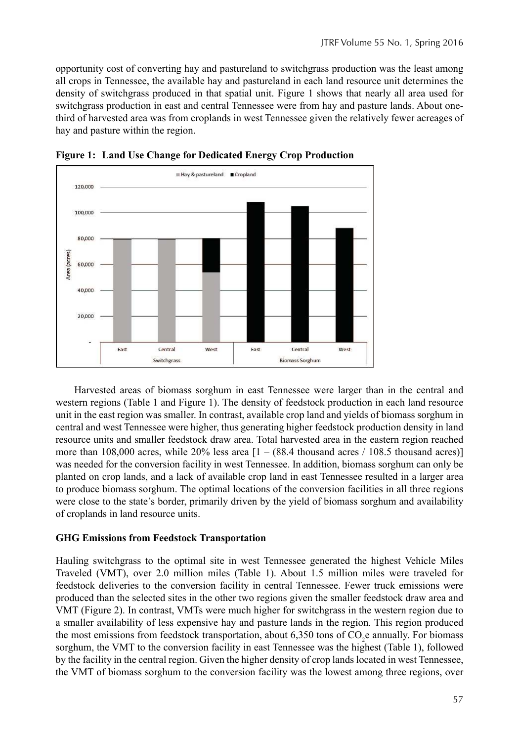opportunity cost of converting hay and pastureland to switchgrass production was the least among all crops in Tennessee, the available hay and pastureland in each land resource unit determines the density of switchgrass produced in that spatial unit. Figure 1 shows that nearly all area used for switchgrass production in east and central Tennessee were from hay and pasture lands. About one-third of harvested area was from croplands in west Tennessee given the relatively fewer acreages of hay and pasture within the region.

**Figure 1: Land Use Change for Dedicated Energy Crop Production**

Harvested areas of biomass sorghum in east Tennessee were larger than in the central and western regions (Table 1 and Figure 1). The density of feedstock production in each land resource unit in the east region was smaller. In contrast, available crop land and yields of biomass sorghum in central and west Tennessee were higher, thus generating higher feedstock production density in land resource units and smaller feedstock draw area. Total harvested area in the eastern region reached more than 108,000 acres, while 20% less area [1 – (88.4 thousand acres / 108.5 thousand acres)] was needed for the conversion facility in west Tennessee. In addition, biomass sorghum can only be planted on crop lands, and a lack of available crop land in east Tennessee resulted in a larger area to produce biomass sorghum. The optimal locations of the conversion facilities in all three regions were close to the state's border, primarily driven by the yield of biomass sorghum and availability of croplands in land resource units.

**GHG Emissions from Feedstock Transportation**

Hauling switchgrass to the optimal site in west Tennessee generated the highest Vehicle Miles Traveled (VMT), over 2.0 million miles (Table 1). About 1.5 million miles were traveled for feedstock deliveries to the conversion facility in central Tennessee. Fewer truck emissions were produced than the selected sites in the other two regions given the smaller feedstock draw area and VMT (Figure 2). In contrast, VMTs were much higher for switchgrass in the western region due to a smaller availability of less expensive hay and pasture lands in the region. This region produced the most emissions from feedstock transportation, about 6,350 tons of $CO_2$e annually. For biomass sorghum, the VMT to the conversion facility in east Tennessee was the highest (Table 1), followed by the facility in the central region. Given the higher density of crop lands located in west Tennessee, the VMT of biomass sorghum to the conversion facility was the lowest among three regions, over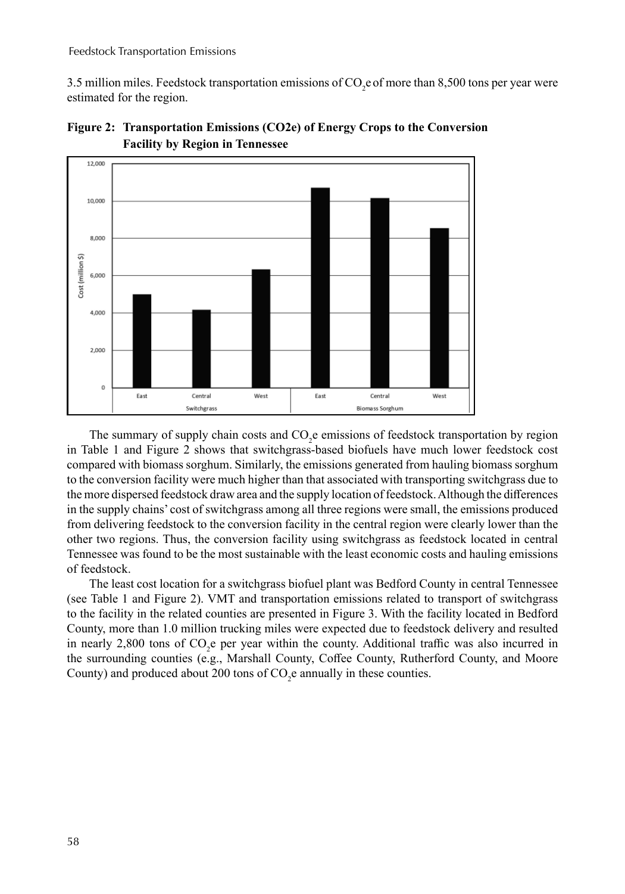3.5 million miles. Feedstock transportation emissions of $CO_2e$ of more than 8,500 tons per year were estimated for the region.

**Figure 2: Transportation Emissions (CO2e) of Energy Crops to the Conversion Facility by Region in Tennessee**

The summary of supply chain costs and $CO_2e$ emissions of feedstock transportation by region in Table 1 and Figure 2 shows that switchgrass-based biofuels have much lower feedstock cost compared with biomass sorghum. Similarly, the emissions generated from hauling biomass sorghum to the conversion facility were much higher than that associated with transporting switchgrass due to the more dispersed feedstock draw area and the supply location of feedstock. Although the differences in the supply chains' cost of switchgrass among all three regions were small, the emissions produced from delivering feedstock to the conversion facility in the central region were clearly lower than the other two regions. Thus, the conversion facility using switchgrass as feedstock located in central Tennessee was found to be the most sustainable with the least economic costs and hauling emissions of feedstock.

The least cost location for a switchgrass biofuel plant was Bedford County in central Tennessee (see Table 1 and Figure 2). VMT and transportation emissions related to transport of switchgrass to the facility in the related counties are presented in Figure 3. With the facility located in Bedford County, more than 1.0 million trucking miles were expected due to feedstock delivery and resulted in nearly 2,800 tons of $CO_2e$ per year within the county. Additional traffic was also incurred in the surrounding counties (e.g., Marshall County, Coffee County, Rutherford County, and Moore County) and produced about 200 tons of $CO_2e$ annually in these counties.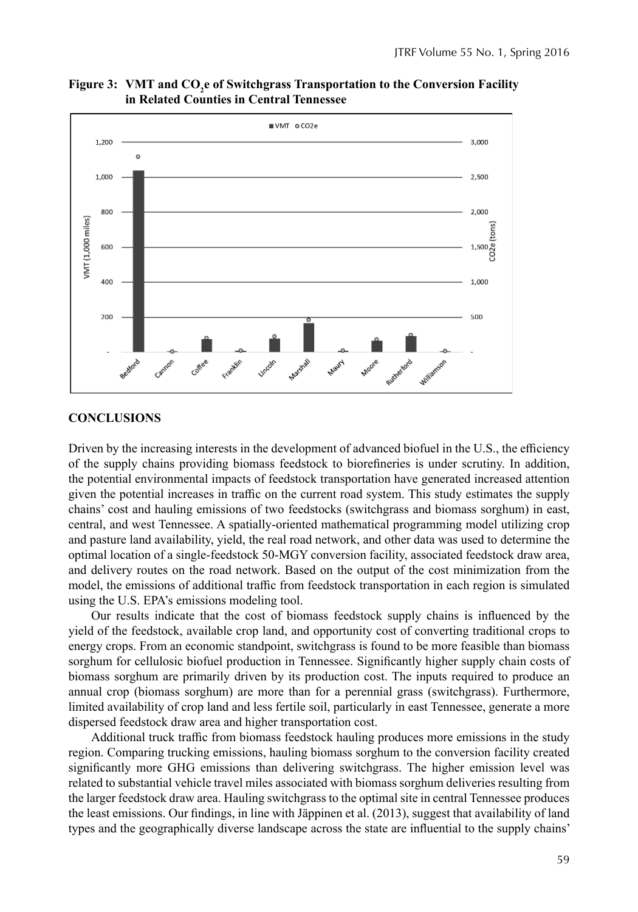**Figure 3: VMT and $CO_2e$ of Switchgrass Transportation to the Conversion Facility in Related Counties in Central Tennessee**

## CONCLUSIONS

Driven by the increasing interests in the development of advanced biofuel in the U.S., the efficiency of the supply chains providing biomass feedstock to biorefineries is under scrutiny. In addition, the potential environmental impacts of feedstock transportation have generated increased attention given the potential increases in traffic on the current road system. This study estimates the supply chains' cost and hauling emissions of two feedstocks (switchgrass and biomass sorghum) in east, central, and west Tennessee. A spatially-oriented mathematical programming model utilizing crop and pasture land availability, yield, the real road network, and other data was used to determine the optimal location of a single-feedstock 50-MGY conversion facility, associated feedstock draw area, and delivery routes on the road network. Based on the output of the cost minimization from the model, the emissions of additional traffic from feedstock transportation in each region is simulated using the U.S. EPA's emissions modeling tool.

Our results indicate that the cost of biomass feedstock supply chains is influenced by the yield of the feedstock, available crop land, and opportunity cost of converting traditional crops to energy crops. From an economic standpoint, switchgrass is found to be more feasible than biomass sorghum for cellulosic biofuel production in Tennessee. Significantly higher supply chain costs of biomass sorghum are primarily driven by its production cost. The inputs required to produce an annual crop (biomass sorghum) are more than for a perennial grass (switchgrass). Furthermore, limited availability of crop land and less fertile soil, particularly in east Tennessee, generate a more dispersed feedstock draw area and higher transportation cost.

Additional truck traffic from biomass feedstock hauling produces more emissions in the study region. Comparing trucking emissions, hauling biomass sorghum to the conversion facility created significantly more GHG emissions than delivering switchgrass. The higher emission level was related to substantial vehicle travel miles associated with biomass sorghum deliveries resulting from the larger feedstock draw area. Hauling switchgrass to the optimal site in central Tennessee produces the least emissions. Our findings, in line with Jäppinen et al. (2013), suggest that availability of land types and the geographically diverse landscape across the state are influential to the supply chains'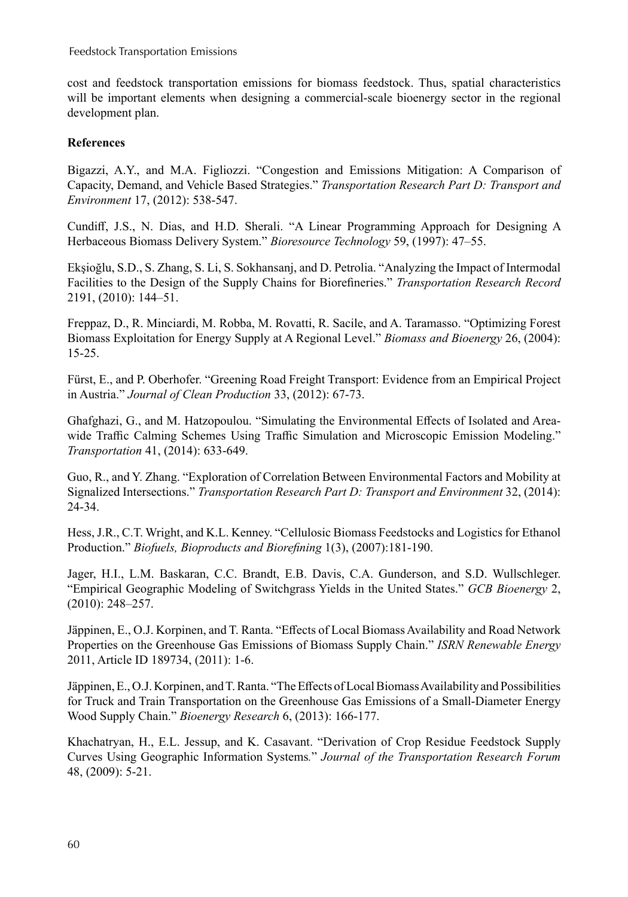cost and feedstock transportation emissions for biomass feedstock. Thus, spatial characteristics will be important elements when designing a commercial-scale bioenergy sector in the regional development plan.

**References**

Bigazzi, A.Y., and M.A. Figliozzi. "Congestion and Emissions Mitigation: A Comparison of Capacity, Demand, and Vehicle Based Strategies." *Transportation Research Part D: Transport and Environment* 17, (2012): 538-547.

Cundiff, J.S., N. Dias, and H.D. Sherali. "A Linear Programming Approach for Designing A Herbaceous Biomass Delivery System." *Bioresource Technology* 59, (1997): 47–55.

Ekşioğlu, S.D., S. Zhang, S. Li, S. Sokhansanj, and D. Petrolia. "Analyzing the Impact of Intermodal Facilities to the Design of the Supply Chains for Biorefineries." *Transportation Research Record* 2191, (2010): 144–51.

Freppaz, D., R. Minciardi, M. Robba, M. Rovatti, R. Sacile, and A. Taramasso. "Optimizing Forest Biomass Exploitation for Energy Supply at A Regional Level." *Biomass and Bioenergy* 26, (2004): 15-25.

Fürst, E., and P. Oberhofer. "Greening Road Freight Transport: Evidence from an Empirical Project in Austria." *Journal of Clean Production* 33, (2012): 67-73.

Ghafghazi, G., and M. Hatzopoulou. "Simulating the Environmental Effects of Isolated and Area-wide Traffic Calming Schemes Using Traffic Simulation and Microscopic Emission Modeling." *Transportation* 41, (2014): 633-649.

Guo, R., and Y. Zhang. "Exploration of Correlation Between Environmental Factors and Mobility at Signalized Intersections." *Transportation Research Part D: Transport and Environment* 32, (2014): 24-34.

Hess, J.R., C.T. Wright, and K.L. Kenney. "Cellulosic Biomass Feedstocks and Logistics for Ethanol Production." *Biofuels, Bioproducts and Biorefining* 1(3), (2007):181-190.

Jager, H.I., L.M. Baskaran, C.C. Brandt, E.B. Davis, C.A. Gunderson, and S.D. Wullschleger. "Empirical Geographic Modeling of Switchgrass Yields in the United States." *GCB Bioenergy* 2, (2010): 248–257.

Jäppinen, E., O.J. Korpinen, and T. Ranta. "Effects of Local Biomass Availability and Road Network Properties on the Greenhouse Gas Emissions of Biomass Supply Chain." *ISRN Renewable Energy* 2011, Article ID 189734, (2011): 1-6.

Jäppinen, E., O.J. Korpinen, and T. Ranta. "The Effects of Local Biomass Availability and Possibilities for Truck and Train Transportation on the Greenhouse Gas Emissions of a Small-Diameter Energy Wood Supply Chain." *Bioenergy Research* 6, (2013): 166-177.

Khachatryan, H., E.L. Jessup, and K. Casavant. "Derivation of Crop Residue Feedstock Supply Curves Using Geographic Information Systems." *Journal of the Transportation Research Forum* 48, (2009): 5-21.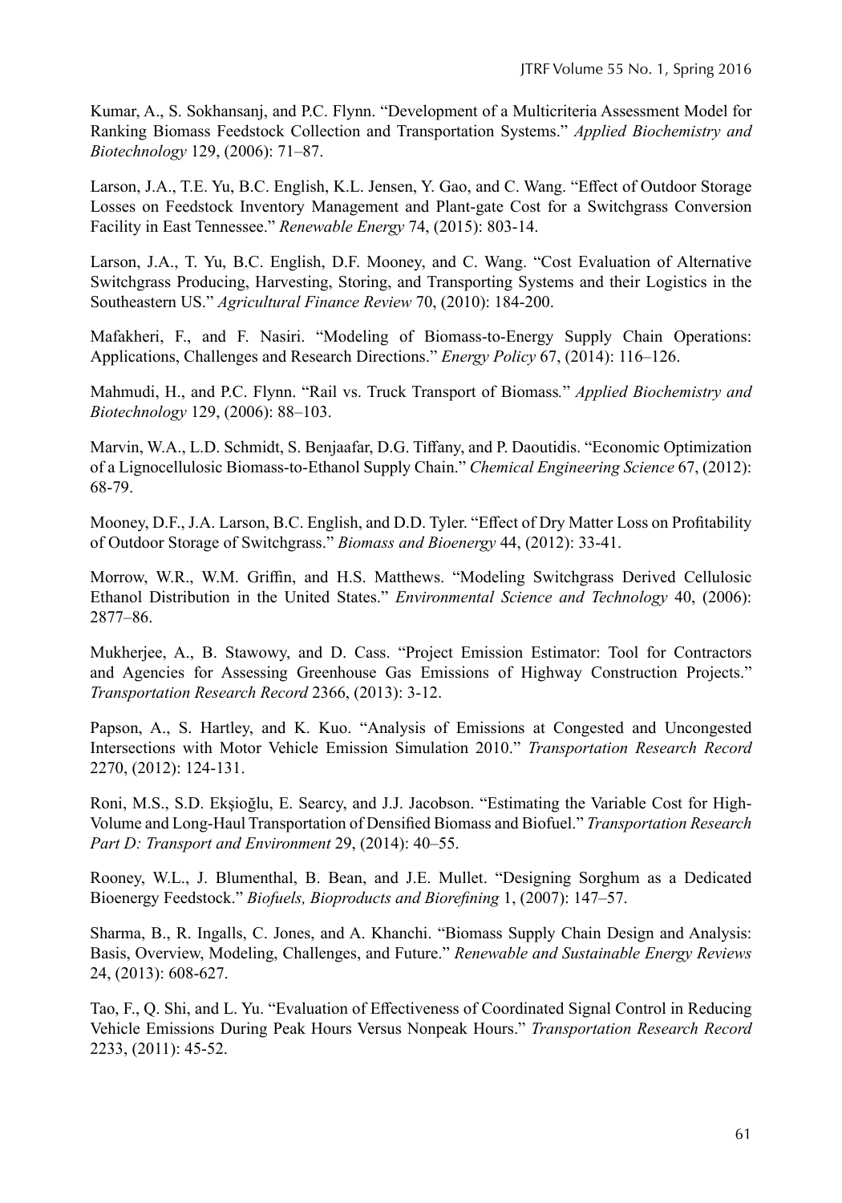Kumar, A., S. Sokhansanj, and P.C. Flynn. "Development of a Multicriteria Assessment Model for Ranking Biomass Feedstock Collection and Transportation Systems." *Applied Biochemistry and Biotechnology* 129, (2006): 71–87.

Larson, J.A., T.E. Yu, B.C. English, K.L. Jensen, Y. Gao, and C. Wang. "Effect of Outdoor Storage Losses on Feedstock Inventory Management and Plant-gate Cost for a Switchgrass Conversion Facility in East Tennessee." *Renewable Energy* 74, (2015): 803-14.

Larson, J.A., T. Yu, B.C. English, D.F. Mooney, and C. Wang. "Cost Evaluation of Alternative Switchgrass Producing, Harvesting, Storing, and Transporting Systems and their Logistics in the Southeastern US." *Agricultural Finance Review* 70, (2010): 184-200.

Mafakheri, F., and F. Nasiri. "Modeling of Biomass-to-Energy Supply Chain Operations: Applications, Challenges and Research Directions." *Energy Policy* 67, (2014): 116–126.

Mahmudi, H., and P.C. Flynn. "Rail vs. Truck Transport of Biomass." *Applied Biochemistry and Biotechnology* 129, (2006): 88–103.

Marvin, W.A., L.D. Schmidt, S. Benjaafar, D.G. Tiffany, and P. Daoutidis. "Economic Optimization of a Lignocellulosic Biomass-to-Ethanol Supply Chain." *Chemical Engineering Science* 67, (2012): 68-79.

Mooney, D.F., J.A. Larson, B.C. English, and D.D. Tyler. "Effect of Dry Matter Loss on Profitability of Outdoor Storage of Switchgrass." *Biomass and Bioenergy* 44, (2012): 33-41.

Morrow, W.R., W.M. Griffin, and H.S. Matthews. "Modeling Switchgrass Derived Cellulosic Ethanol Distribution in the United States." *Environmental Science and Technology* 40, (2006): 2877–86.

Mukherjee, A., B. Stawowy, and D. Cass. "Project Emission Estimator: Tool for Contractors and Agencies for Assessing Greenhouse Gas Emissions of Highway Construction Projects." *Transportation Research Record* 2366, (2013): 3-12.

Papson, A., S. Hartley, and K. Kuo. "Analysis of Emissions at Congested and Uncongested Intersections with Motor Vehicle Emission Simulation 2010." *Transportation Research Record* 2270, (2012): 124-131.

Roni, M.S., S.D. Ekşioğlu, E. Searcy, and J.J. Jacobson. "Estimating the Variable Cost for High-Volume and Long-Haul Transportation of Densified Biomass and Biofuel." *Transportation Research Part D: Transport and Environment* 29, (2014): 40–55.

Rooney, W.L., J. Blumenthal, B. Bean, and J.E. Mullet. "Designing Sorghum as a Dedicated Bioenergy Feedstock." *Biofuels, Bioproducts and Biorefining* 1, (2007): 147–57.

Sharma, B., R. Ingalls, C. Jones, and A. Khanchi. "Biomass Supply Chain Design and Analysis: Basis, Overview, Modeling, Challenges, and Future." *Renewable and Sustainable Energy Reviews* 24, (2013): 608-627.

Tao, F., Q. Shi, and L. Yu. "Evaluation of Effectiveness of Coordinated Signal Control in Reducing Vehicle Emissions During Peak Hours Versus Nonpeak Hours." *Transportation Research Record* 2233, (2011): 45-52.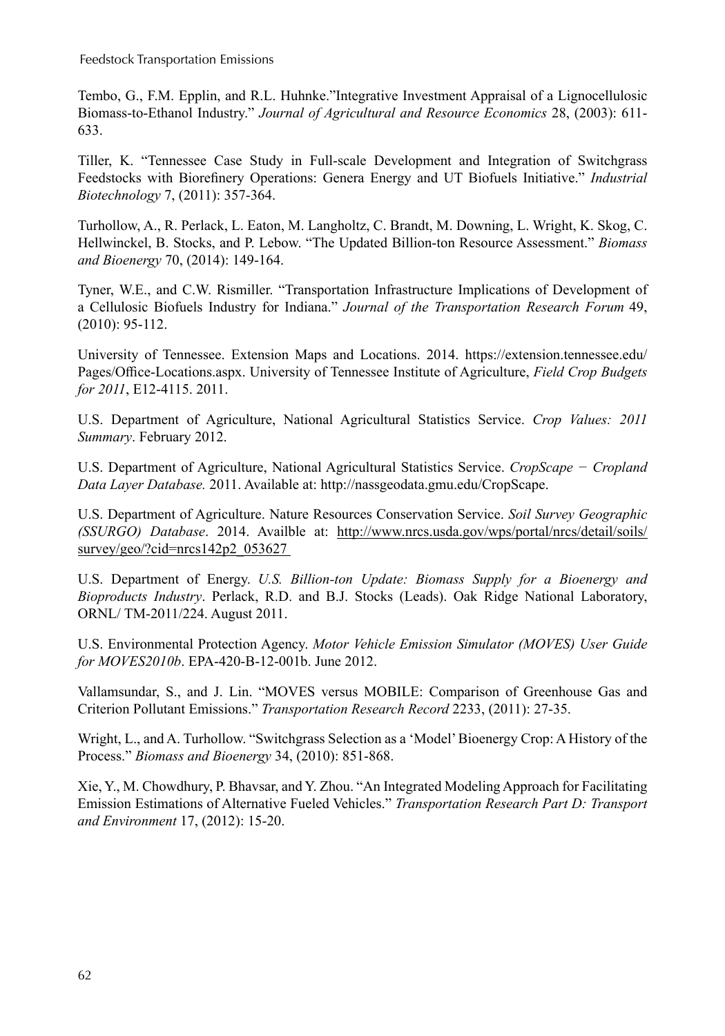Tembo, G., F.M. Epplin, and R.L. Huhnke."Integrative Investment Appraisal of a Lignocellulosic Biomass-to-Ethanol Industry." *Journal of Agricultural and Resource Economics* 28, (2003): 611-633.

Tiller, K. "Tennessee Case Study in Full-scale Development and Integration of Switchgrass Feedstocks with Biorefinery Operations: Genera Energy and UT Biofuels Initiative." *Industrial Biotechnology* 7, (2011): 357-364.

Turhollow, A., R. Perlack, L. Eaton, M. Langholtz, C. Brandt, M. Downing, L. Wright, K. Skog, C. Hellwinckel, B. Stocks, and P. Lebow. "The Updated Billion-ton Resource Assessment." *Biomass and Bioenergy* 70, (2014): 149-164.

Tyner, W.E., and C.W. Rismiller. "Transportation Infrastructure Implications of Development of a Cellulosic Biofuels Industry for Indiana." *Journal of the Transportation Research Forum* 49, (2010): 95-112.

University of Tennessee. Extension Maps and Locations. 2014. https://extension.tennessee.edu/Pages/Office-Locations.aspx. University of Tennessee Institute of Agriculture, *Field Crop Budgets for 2011*, E12-4115. 2011.

U.S. Department of Agriculture, National Agricultural Statistics Service. *Crop Values: 2011 Summary*. February 2012.

U.S. Department of Agriculture, National Agricultural Statistics Service. *CropScape − Cropland Data Layer Database.* 2011. Available at: http://nassgeodata.gmu.edu/CropScape.

U.S. Department of Agriculture. Nature Resources Conservation Service. *Soil Survey Geographic (SSURGO) Database*. 2014. Availble at: http://www.nrcs.usda.gov/wps/portal/nrcs/detail/soils/survey/geo/?cid=nrcs142p2_053627

U.S. Department of Energy. *U.S. Billion-ton Update: Biomass Supply for a Bioenergy and Bioproducts Industry*. Perlack, R.D. and B.J. Stocks (Leads). Oak Ridge National Laboratory, ORNL/ TM-2011/224. August 2011.

U.S. Environmental Protection Agency. *Motor Vehicle Emission Simulator (MOVES) User Guide for MOVES2010b*. EPA-420-B-12-001b. June 2012.

Vallamsundar, S., and J. Lin. "MOVES versus MOBILE: Comparison of Greenhouse Gas and Criterion Pollutant Emissions." *Transportation Research Record* 2233, (2011): 27-35.

Wright, L., and A. Turhollow. "Switchgrass Selection as a 'Model' Bioenergy Crop: A History of the Process." *Biomass and Bioenergy* 34, (2010): 851-868.

Xie, Y., M. Chowdhury, P. Bhavsar, and Y. Zhou. "An Integrated Modeling Approach for Facilitating Emission Estimations of Alternative Fueled Vehicles." *Transportation Research Part D: Transport and Environment* 17, (2012): 15-20.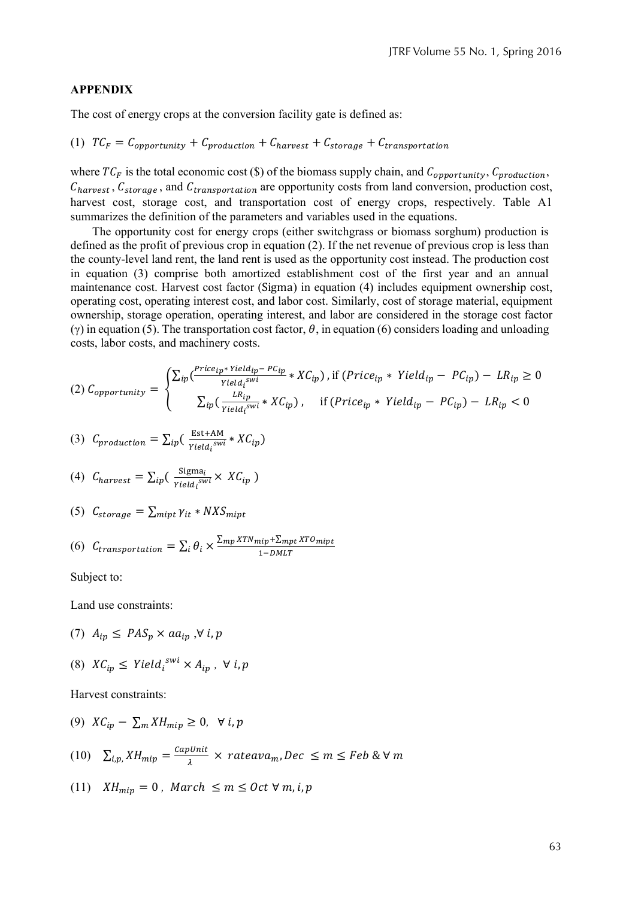## APPENDIX

The cost of energy crops at the conversion facility gate is defined as:

$$(1) \quad TC_F = C_{opportunity} + C_{production} + C_{harvest} + C_{storage} + C_{transportation}$$

where $TC_F$ is the total economic cost ($) of the biomass supply chain, and $C_{opportunity}$, $C_{production}$, $C_{harvest}$, $C_{storage}$, and $C_{transportation}$ are opportunity costs from land conversion, production cost, harvest cost, storage cost, and transportation cost of energy crops, respectively. Table A1 summarizes the definition of the parameters and variables used in the equations.

The opportunity cost for energy crops (either switchgrass or biomass sorghum) production is defined as the profit of previous crop in equation (2). If the net revenue of previous crop is less than the county-level land rent, the land rent is used as the opportunity cost instead. The production cost in equation (3) comprise both amortized establishment cost of the first year and an annual maintenance cost. Harvest cost factor (Sigma) in equation (4) includes equipment ownership cost, operating cost, operating interest cost, and labor cost. Similarly, cost of storage material, equipment ownership, storage operation, operating interest, and labor are considered in the storage cost factor (γ) in equation (5). The transportation cost factor, $\theta$, in equation (6) considers loading and unloading costs, labor costs, and machinery costs.

$$(2) \quad C_{opportunity} = \begin{cases} \sum_{ip}\left(\frac{Price_{ip} * Yield_{ip} - PC_{ip}}{Yield_i^{swi}} * XC_{ip}\right), \text{ if } (Price_{ip} * Yield_{ip} - PC_{ip}) - LR_{ip} \geq 0 \\ \sum_{ip}\left(\frac{LR_{ip}}{Yield_i^{swi}} * XC_{ip}\right), \quad \text{if } (Price_{ip} * Yield_{ip} - PC_{ip}) - LR_{ip} < 0 \end{cases}$$

$$(3) \quad C_{production} = \sum_{ip}\left(\frac{\text{Est+AM}}{Yield_i^{swi}} * XC_{ip}\right)$$

$$(4) \quad C_{harvest} = \sum_{ip}\left(\frac{\text{Sigma}_i}{Yield_i^{swi}} \times XC_{ip}\right)$$

$$(5) \quad C_{storage} = \sum_{mipt} \gamma_{it} * NXS_{mipt}$$

$$(6) \quad C_{transportation} = \sum_i \theta_i \times \frac{\sum_{mp} XTN_{mip} + \sum_{mpt} XTO_{mipt}}{1 - DMLT}$$

Subject to:

Land use constraints:

$$(7) \quad A_{ip} \leq PAS_p \times aa_{ip}, \forall\, i, p$$

$$(8) \quad XC_{ip} \leq Yield_i^{swi} \times A_{ip}, \ \forall\, i, p$$

Harvest constraints:

$$(9) \quad XC_{ip} - \sum_m XH_{mip} \geq 0, \ \ \forall\, i, p$$

$$(10) \quad \sum_{i,p} XH_{mip} = \frac{CapUnit}{\lambda} \times rateava_m, Dec \leq m \leq Feb \ \& \ \forall\, m$$

$$(11) \quad XH_{mip} = 0, \ March \leq m \leq Oct \ \forall\, m, i, p$$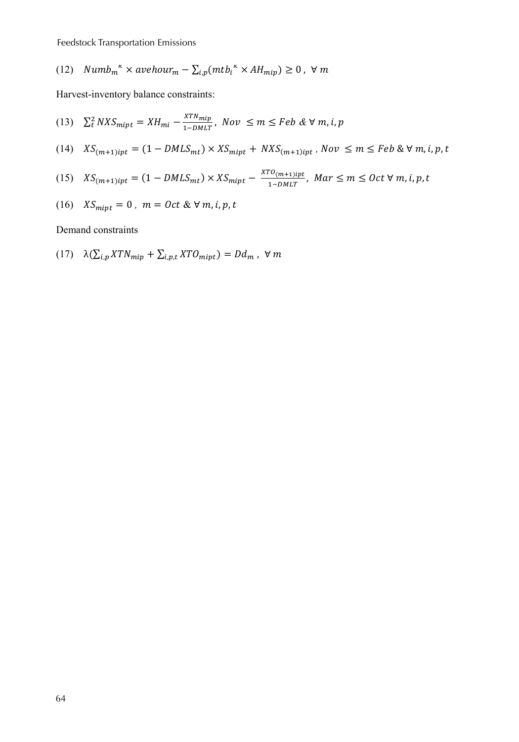(12) $Numb_m^{\kappa} \times avehour_m - \sum_{i,p}(mtb_i^{\kappa} \times AH_{mip}) \geq 0 \,, \;\forall\, m$

Harvest-inventory balance constraints:

(13) $\sum_t^2 NXS_{mipt} = XH_{mi} - \frac{XTN_{mip}}{1-DMLT} \,, \; Nov \;\leq m \leq Feb \;\&\; \forall\, m, i, p$

(14) $XS_{(m+1)ipt} = (1 - DMLS_{mt}) \times XS_{mipt} + NXS_{(m+1)ipt} \,, Nov \;\leq m \leq Feb \;\&\; \forall\, m, i, p, t$

(15) $XS_{(m+1)ipt} = (1 - DMLS_{mt}) \times XS_{mipt} - \frac{XTO_{(m+1)ipt}}{1-DMLT} \,, \; Mar \leq m \leq Oct \;\forall\, m, i, p, t$

(16) $XS_{mipt} = 0 \,, \; m = Oct \;\&\; \forall\, m, i, p, t$

Demand constraints

(17) $\lambda(\sum_{i,p} XTN_{mip} + \sum_{i,p,t} XTO_{mipt}) = Dd_m \,, \;\forall\, m$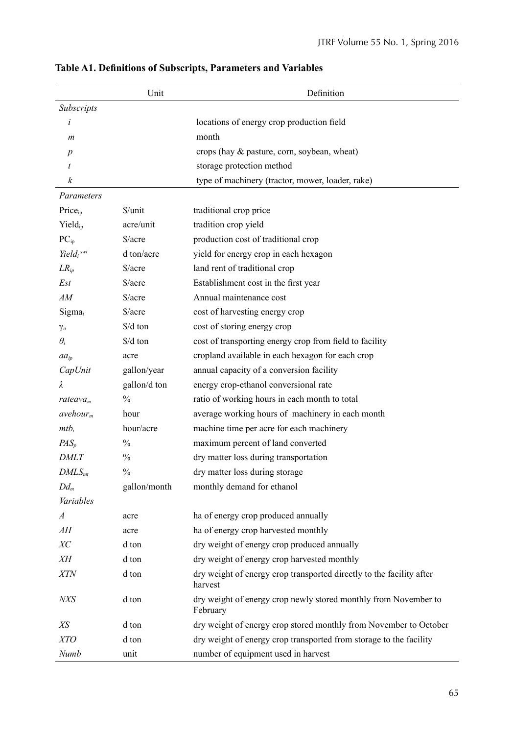**Table A1. Definitions of Subscripts, Parameters and Variables**

| | Unit | Definition |
|---|---|---|
| *Subscripts* | | |
| $i$ | | locations of energy crop production field |
| $m$ | | month |
| $p$ | | crops (hay & pasture, corn, soybean, wheat) |
| $t$ | | storage protection method |
| $k$ | | type of machinery (tractor, mower, loader, rake) |
| *Parameters* | | |
| $\text{Price}_{ip}$ | \$/unit | traditional crop price |
| $\text{Yield}_{ip}$ | acre/unit | tradition crop yield |
| $\text{PC}_{ip}$ | \$/acre | production cost of traditional crop |
| $Yield_i^{swi}$ | d ton/acre | yield for energy crop in each hexagon |
| $LR_{ip}$ | \$/acre | land rent of traditional crop |
| $Est$ | \$/acre | Establishment cost in the first year |
| $AM$ | \$/acre | Annual maintenance cost |
| $\text{Sigma}_i$ | \$/acre | cost of harvesting energy crop |
| $\gamma_{it}$ | \$/d ton | cost of storing energy crop |
| $\theta_i$ | \$/d ton | cost of transporting energy crop from field to facility |
| $aa_{ip}$ | acre | cropland available in each hexagon for each crop |
| $CapUnit$ | gallon/year | annual capacity of a conversion facility |
| $\lambda$ | gallon/d ton | energy crop-ethanol conversional rate |
| $rateava_m$ | % | ratio of working hours in each month to total |
| $avehour_m$ | hour | average working hours of machinery in each month |
| $mtb_i$ | hour/acre | machine time per acre for each machinery |
| $PAS_p$ | % | maximum percent of land converted |
| $DMLT$ | % | dry matter loss during transportation |
| $DMLS_{mt}$ | % | dry matter loss during storage |
| $Dd_m$ | gallon/month | monthly demand for ethanol |
| *Variables* | | |
| $A$ | acre | ha of energy crop produced annually |
| $AH$ | acre | ha of energy crop harvested monthly |
| $XC$ | d ton | dry weight of energy crop produced annually |
| $XH$ | d ton | dry weight of energy crop harvested monthly |
| $XTN$ | d ton | dry weight of energy crop transported directly to the facility after harvest |
| $NXS$ | d ton | dry weight of energy crop newly stored monthly from November to February |
| $XS$ | d ton | dry weight of energy crop stored monthly from November to October |
| $XTO$ | d ton | dry weight of energy crop transported from storage to the facility |
| $Numb$ | unit | number of equipment used in harvest |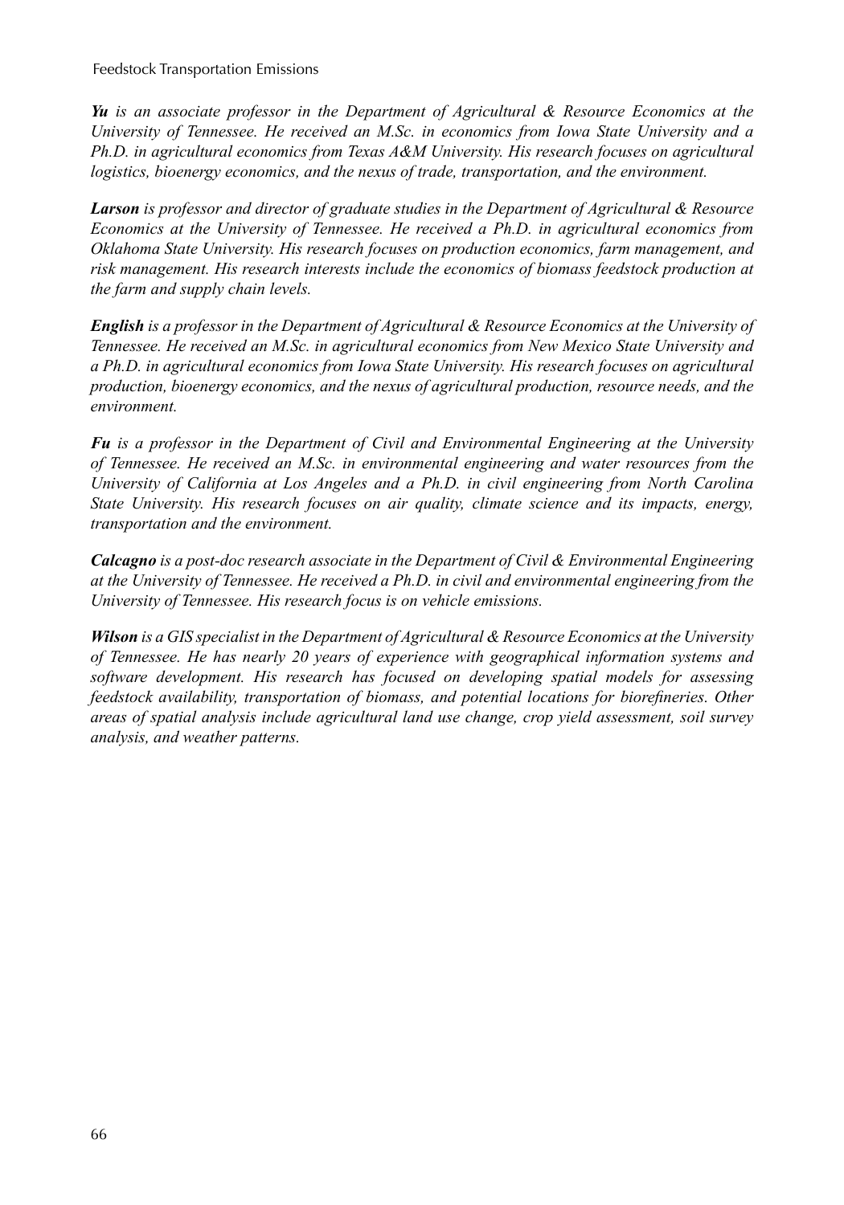***Yu*** *is an associate professor in the Department of Agricultural & Resource Economics at the University of Tennessee. He received an M.Sc. in economics from Iowa State University and a Ph.D. in agricultural economics from Texas A&M University. His research focuses on agricultural logistics, bioenergy economics, and the nexus of trade, transportation, and the environment.*

***Larson*** *is professor and director of graduate studies in the Department of Agricultural & Resource Economics at the University of Tennessee. He received a Ph.D. in agricultural economics from Oklahoma State University. His research focuses on production economics, farm management, and risk management. His research interests include the economics of biomass feedstock production at the farm and supply chain levels.*

***English*** *is a professor in the Department of Agricultural & Resource Economics at the University of Tennessee. He received an M.Sc. in agricultural economics from New Mexico State University and a Ph.D. in agricultural economics from Iowa State University. His research focuses on agricultural production, bioenergy economics, and the nexus of agricultural production, resource needs, and the environment.*

***Fu*** *is a professor in the Department of Civil and Environmental Engineering at the University of Tennessee. He received an M.Sc. in environmental engineering and water resources from the University of California at Los Angeles and a Ph.D. in civil engineering from North Carolina State University. His research focuses on air quality, climate science and its impacts, energy, transportation and the environment.*

***Calcagno*** *is a post-doc research associate in the Department of Civil & Environmental Engineering at the University of Tennessee. He received a Ph.D. in civil and environmental engineering from the University of Tennessee. His research focus is on vehicle emissions.*

***Wilson*** *is a GIS specialist in the Department of Agricultural & Resource Economics at the University of Tennessee. He has nearly 20 years of experience with geographical information systems and software development. His research has focused on developing spatial models for assessing feedstock availability, transportation of biomass, and potential locations for biorefineries. Other areas of spatial analysis include agricultural land use change, crop yield assessment, soil survey analysis, and weather patterns.*